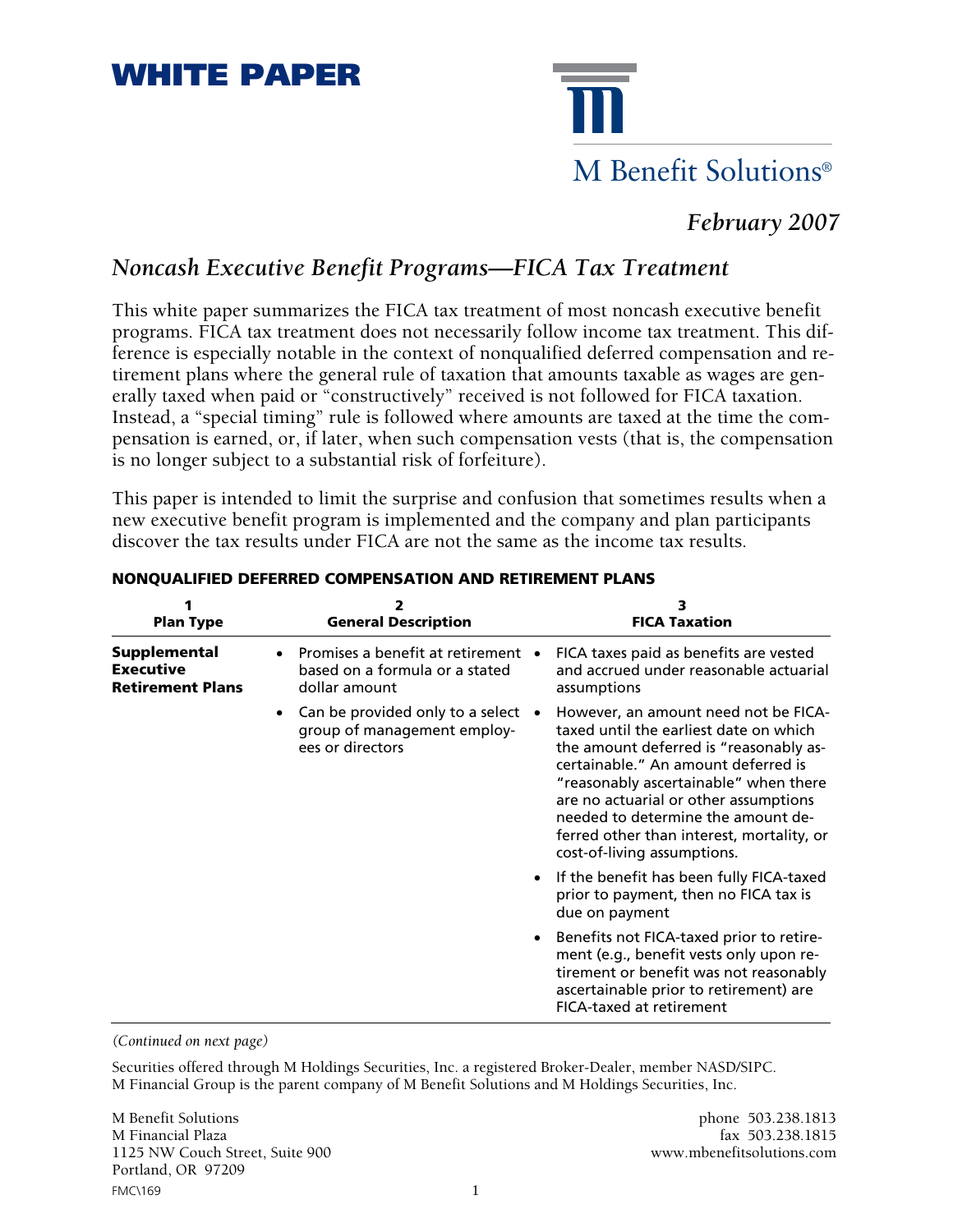# WHITE PAPER

M Benefit Solutions®

*February 2007*

## *Noncash Executive Benefit Programs—FICA Tax Treatment*

This white paper summarizes the FICA tax treatment of most noncash executive benefit programs. FICA tax treatment does not necessarily follow income tax treatment. This difference is especially notable in the context of nonqualified deferred compensation and retirement plans where the general rule of taxation that amounts taxable as wages are generally taxed when paid or "constructively" received is not followed for FICA taxation. Instead, a "special timing" rule is followed where amounts are taxed at the time the compensation is earned, or, if later, when such compensation vests (that is, the compensation is no longer subject to a substantial risk of forfeiture).

This paper is intended to limit the surprise and confusion that sometimes results when a new executive benefit program is implemented and the company and plan participants discover the tax results under FICA are not the same as the income tax results.

### NONQUALIFIED DEFERRED COMPENSATION AND RETIREMENT PLANS

| 1<br>Plan Type | 2<br>General Description | 3<br>FICA Taxation |
|---|---|---|
| **Supplemental Executive Retirement Plans** | • Promises a benefit at retirement based on a formula or a stated dollar amount<br>• Can be provided only to a select group of management employees or directors | • FICA taxes paid as benefits are vested and accrued under reasonable actuarial assumptions<br>• However, an amount need not be FICA-taxed until the earliest date on which the amount deferred is "reasonably ascertainable." An amount deferred is "reasonably ascertainable" when there are no actuarial or other assumptions needed to determine the amount deferred other than interest, mortality, or cost-of-living assumptions.<br>• If the benefit has been fully FICA-taxed prior to payment, then no FICA tax is due on payment<br>• Benefits not FICA-taxed prior to retirement (e.g., benefit vests only upon retirement or benefit was not reasonably ascertainable prior to retirement) are FICA-taxed at retirement |

*(Continued on next page)*

Securities offered through M Holdings Securities, Inc. a registered Broker-Dealer, member NASD/SIPC.
M Financial Group is the parent company of M Benefit Solutions and M Holdings Securities, Inc.

M Benefit Solutions
M Financial Plaza
1125 NW Couch Street, Suite 900
Portland, OR 97209

phone 503.238.1813
fax 503.238.1815
www.mbenefitsolutions.com

FMC\169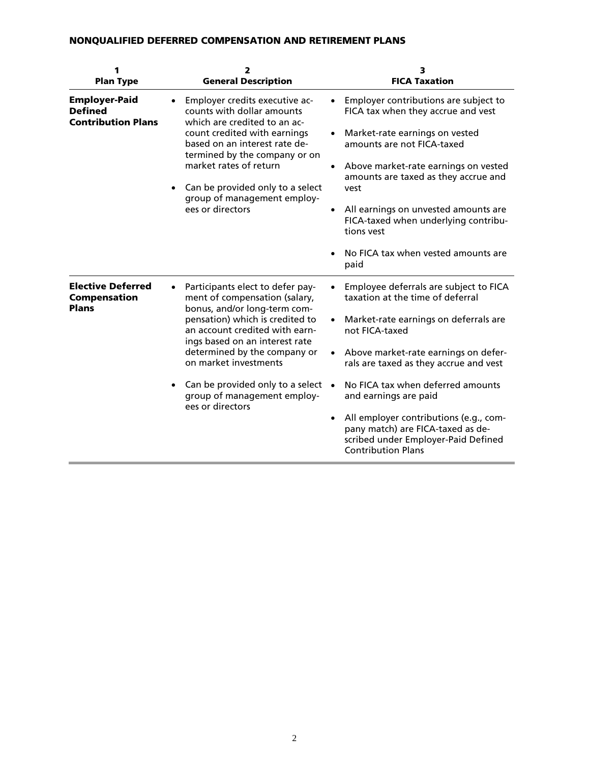## NONQUALIFIED DEFERRED COMPENSATION AND RETIREMENT PLANS

| 1<br>Plan Type | 2<br>General Description | 3<br>FICA Taxation |
|---|---|---|
| **Employer-Paid Defined Contribution Plans** | • Employer credits executive accounts with dollar amounts which are credited to an account credited with earnings based on an interest rate determined by the company or on market rates of return<br>• Can be provided only to a select group of management employees or directors | • Employer contributions are subject to FICA tax when they accrue and vest<br>• Market-rate earnings on vested amounts are not FICA-taxed<br>• Above market-rate earnings on vested amounts are taxed as they accrue and vest<br>• All earnings on unvested amounts are FICA-taxed when underlying contributions vest<br>• No FICA tax when vested amounts are paid |
| **Elective Deferred Compensation Plans** | • Participants elect to defer payment of compensation (salary, bonus, and/or long-term compensation) which is credited to an account credited with earnings based on an interest rate determined by the company or on market investments<br>• Can be provided only to a select group of management employees or directors | • Employee deferrals are subject to FICA taxation at the time of deferral<br>• Market-rate earnings on deferrals are not FICA-taxed<br>• Above market-rate earnings on deferrals are taxed as they accrue and vest<br>• No FICA tax when deferred amounts and earnings are paid<br>• All employer contributions (e.g., company match) are FICA-taxed as described under Employer-Paid Defined Contribution Plans |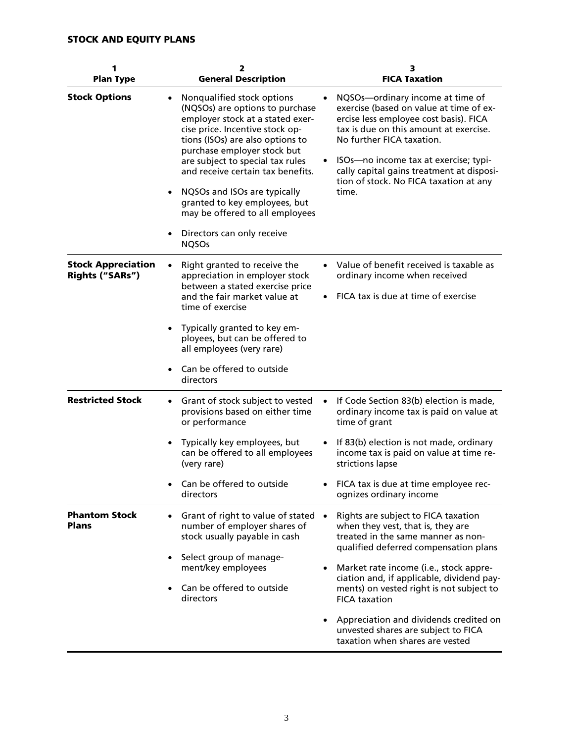## STOCK AND EQUITY PLANS

| 1<br>Plan Type | 2<br>General Description | 3<br>FICA Taxation |
|---|---|---|
| **Stock Options** | • Nonqualified stock options (NQSOs) are options to purchase employer stock at a stated exercise price. Incentive stock options (ISOs) are also options to purchase employer stock but are subject to special tax rules and receive certain tax benefits.<br>• NQSOs and ISOs are typically granted to key employees, but may be offered to all employees<br>• Directors can only receive NQSOs | • NQSOs—ordinary income at time of exercise (based on value at time of exercise less employee cost basis). FICA tax is due on this amount at exercise. No further FICA taxation.<br>• ISOs—no income tax at exercise; typically capital gains treatment at disposition of stock. No FICA taxation at any time. |
| **Stock Appreciation Rights ("SARs")** | • Right granted to receive the appreciation in employer stock between a stated exercise price and the fair market value at time of exercise<br>• Typically granted to key employees, but can be offered to all employees (very rare)<br>• Can be offered to outside directors | • Value of benefit received is taxable as ordinary income when received<br>• FICA tax is due at time of exercise |
| **Restricted Stock** | • Grant of stock subject to vested provisions based on either time or performance<br>• Typically key employees, but can be offered to all employees (very rare)<br>• Can be offered to outside directors | • If Code Section 83(b) election is made, ordinary income tax is paid on value at time of grant<br>• If 83(b) election is not made, ordinary income tax is paid on value at time restrictions lapse<br>• FICA tax is due at time employee recognizes ordinary income |
| **Phantom Stock Plans** | • Grant of right to value of stated number of employer shares of stock usually payable in cash<br>• Select group of management/key employees<br>• Can be offered to outside directors | • Rights are subject to FICA taxation when they vest, that is, they are treated in the same manner as nonqualified deferred compensation plans<br>• Market rate income (i.e., stock appreciation and, if applicable, dividend payments) on vested right is not subject to FICA taxation<br>• Appreciation and dividends credited on unvested shares are subject to FICA taxation when shares are vested |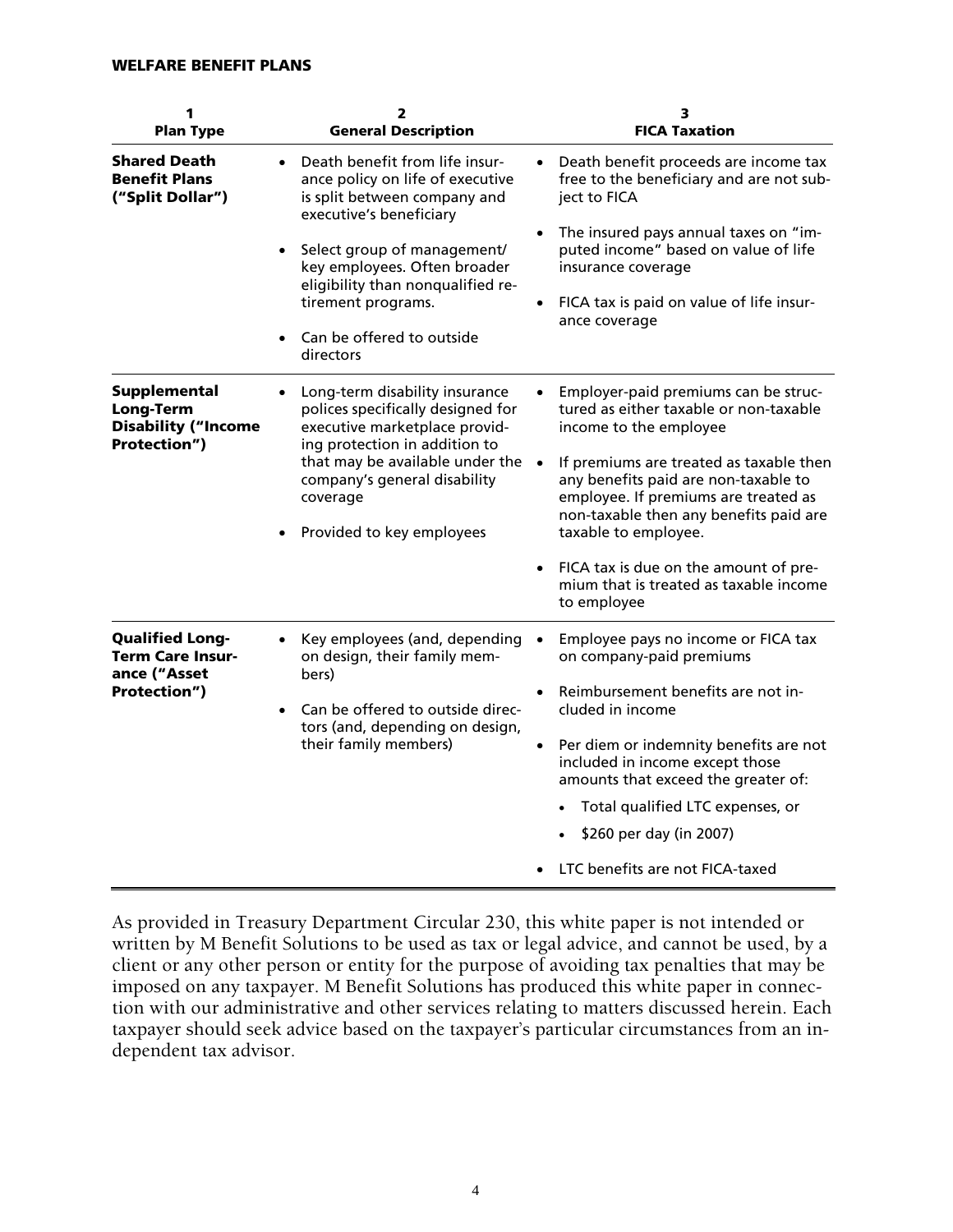**WELFARE BENEFIT PLANS**

| 1<br>Plan Type | 2<br>General Description | 3<br>FICA Taxation |
|---|---|---|
| **Shared Death Benefit Plans ("Split Dollar")** | • Death benefit from life insurance policy on life of executive is split between company and executive's beneficiary<br>• Select group of management/ key employees. Often broader eligibility than nonqualified retirement programs.<br>• Can be offered to outside directors | • Death benefit proceeds are income tax free to the beneficiary and are not subject to FICA<br>• The insured pays annual taxes on "imputed income" based on value of life insurance coverage<br>• FICA tax is paid on value of life insurance coverage |
| **Supplemental Long-Term Disability ("Income Protection")** | • Long-term disability insurance polices specifically designed for executive marketplace providing protection in addition to that may be available under the company's general disability coverage<br>• Provided to key employees | • Employer-paid premiums can be structured as either taxable or non-taxable income to the employee<br>• If premiums are treated as taxable then any benefits paid are non-taxable to employee. If premiums are treated as non-taxable then any benefits paid are taxable to employee.<br>• FICA tax is due on the amount of premium that is treated as taxable income to employee |
| **Qualified Long-Term Care Insurance ("Asset Protection")** | • Key employees (and, depending on design, their family members)<br>• Can be offered to outside directors (and, depending on design, their family members) | • Employee pays no income or FICA tax on company-paid premiums<br>• Reimbursement benefits are not included in income<br>• Per diem or indemnity benefits are not included in income except those amounts that exceed the greater of:<br>&nbsp;&nbsp;• Total qualified LTC expenses, or<br>&nbsp;&nbsp;• $260 per day (in 2007)<br>• LTC benefits are not FICA-taxed |

As provided in Treasury Department Circular 230, this white paper is not intended or written by M Benefit Solutions to be used as tax or legal advice, and cannot be used, by a client or any other person or entity for the purpose of avoiding tax penalties that may be imposed on any taxpayer. M Benefit Solutions has produced this white paper in connection with our administrative and other services relating to matters discussed herein. Each taxpayer should seek advice based on the taxpayer's particular circumstances from an independent tax advisor.